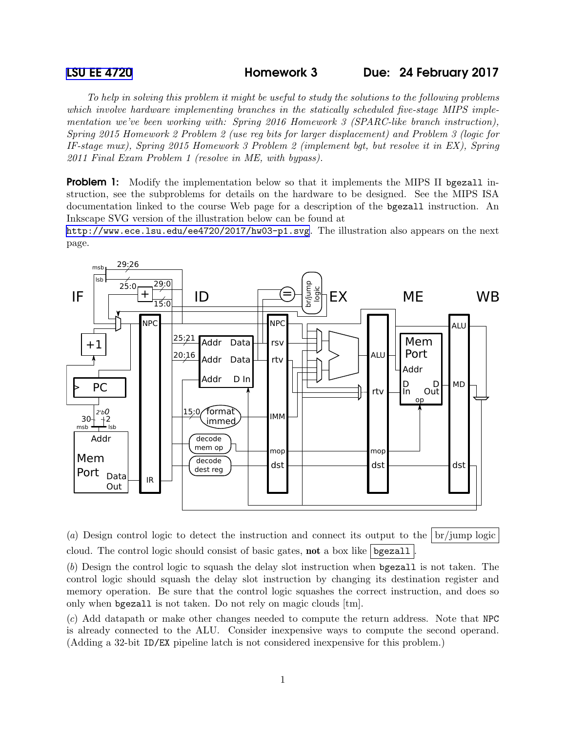# LSU EE 4720 Homework 3 Due: 24 February 2017

*To help in solving this problem it might be useful to study the solutions to the following problems which involve hardware implementing branches in the statically scheduled five-stage MIPS implementation we've been working with: Spring 2016 Homework 3 (SPARC-like branch instruction), Spring 2015 Homework 2 Problem 2 (use reg bits for larger displacement) and Problem 3 (logic for IF-stage mux), Spring 2015 Homework 3 Problem 2 (implement bgt, but resolve it in EX), Spring 2011 Final Exam Problem 1 (resolve in ME, with bypass).*

**Problem 1:** Modify the implementation below so that it implements the MIPS II `bgezall` instruction, see the subproblems for details on the hardware to be designed. See the MIPS ISA documentation linked to the course Web page for a description of the `bgezall` instruction. An Inkscape SVG version of the illustration below can be found at http://www.ece.lsu.edu/ee4720/2017/hw03-p1.svg. The illustration also appears on the next page.

(*a*) Design control logic to detect the instruction and connect its output to the br/jump logic cloud. The control logic should consist of basic gates, **not** a box like `bgezall`.

(*b*) Design the control logic to squash the delay slot instruction when `bgezall` is not taken. The control logic should squash the delay slot instruction by changing its destination register and memory operation. Be sure that the control logic squashes the correct instruction, and does so only when `bgezall` is not taken. Do not rely on magic clouds [tm].

(*c*) Add datapath or make other changes needed to compute the return address. Note that `NPC` is already connected to the ALU. Consider inexpensive ways to compute the second operand. (Adding a 32-bit `ID/EX` pipeline latch is not considered inexpensive for this problem.)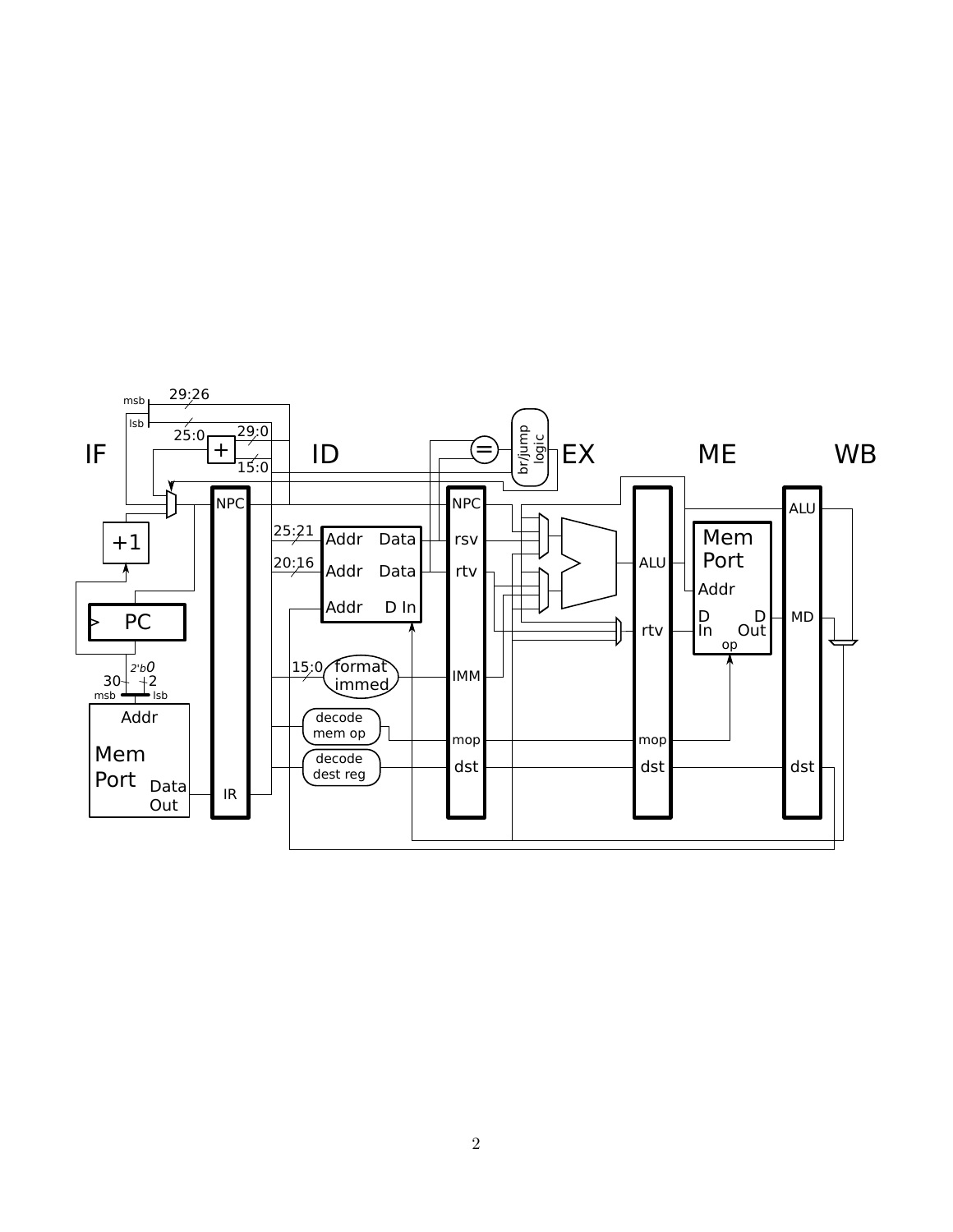IF
ID
EX
ME
WB

msb
29:26
lsb
25:0
+
29:0
15:0

br/jump
logic
=

NPC
NPC
+1
PC

25:21
Addr Data
20:16
Addr Data
Addr D In

rsv
rtv

ALU
rtv

Mem
Port
Addr
D
In
D
Out
op

ALU
MD

2'b0
30
2
msb
lsb
Addr
Mem
Port
Data
Out

IR

15:0
format
immed
IMM

decode
mem op
mop
mop

decode
dest reg
dst
dst
dst